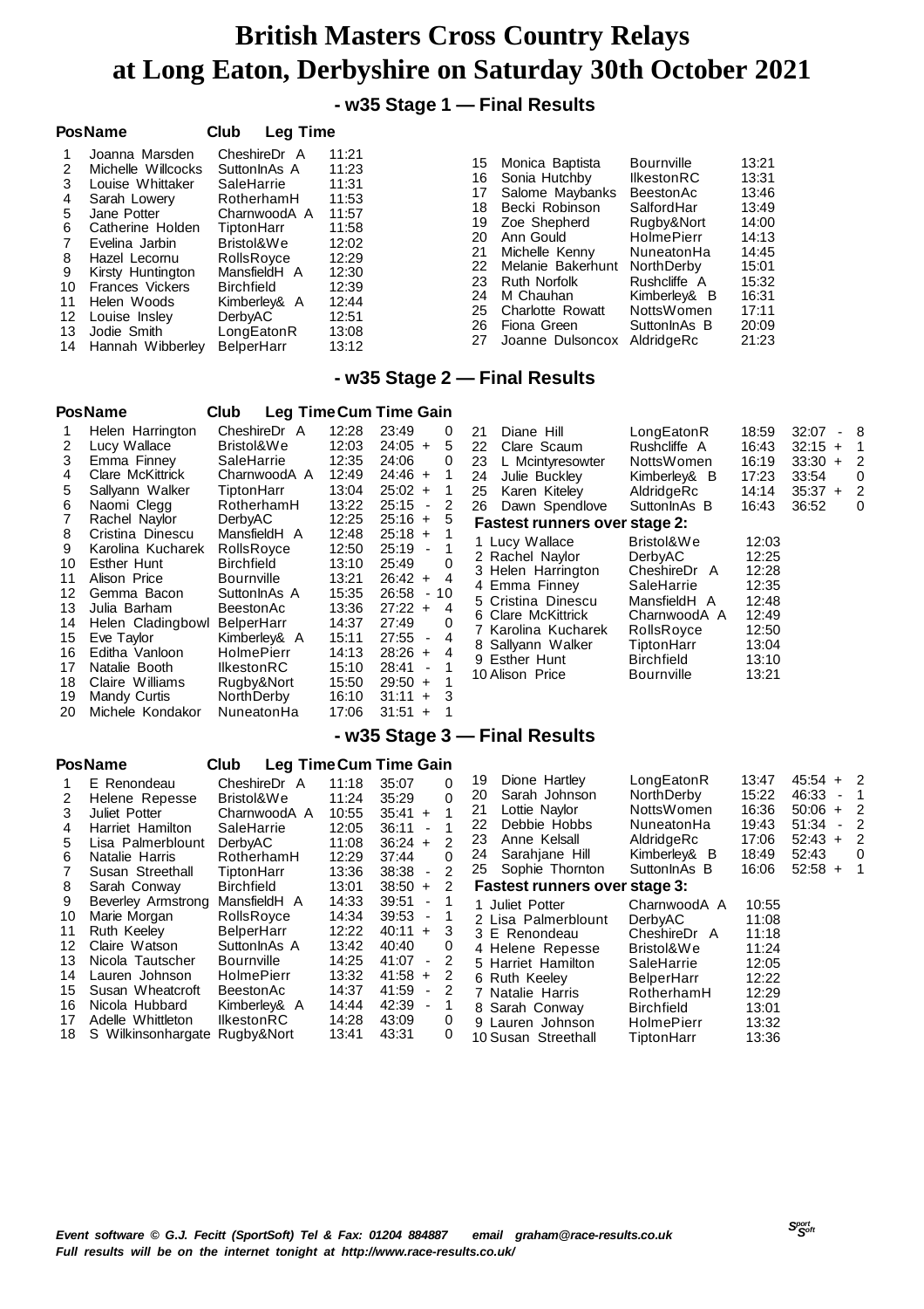# British Masters Cross Country Relays at Long Eaton, Derbyshire on Saturday 30th October 2021

## - w35 Stage 1 — Final Results

| Pos | Name | Club | Leg Time |
|---|---|---|---|
| 1 | Joanna Marsden | CheshireDr A | 11:21 |
| 2 | Michelle Willcocks | SuttonInAs A | 11:23 |
| 3 | Louise Whittaker | SaleHarrie | 11:31 |
| 4 | Sarah Lowery | RotherhamH | 11:53 |
| 5 | Jane Potter | CharnwoodA A | 11:57 |
| 6 | Catherine Holden | TiptonHarr | 11:58 |
| 7 | Evelina Jarbin | Bristol&We | 12:02 |
| 8 | Hazel Lecornu | RollsRoyce | 12:29 |
| 9 | Kirsty Huntington | MansfieldH A | 12:30 |
| 10 | Frances Vickers | Birchfield | 12:39 |
| 11 | Helen Woods | Kimberley& A | 12:44 |
| 12 | Louise Insley | DerbyAC | 12:51 |
| 13 | Jodie Smith | LongEatonR | 13:08 |
| 14 | Hannah Wibberley | BelperHarr | 13:12 |
| 15 | Monica Baptista | Bournville | 13:21 |
| 16 | Sonia Hutchby | IlkestonRC | 13:31 |
| 17 | Salome Maybanks | BeestonAc | 13:46 |
| 18 | Becki Robinson | SalfordHar | 13:49 |
| 19 | Zoe Shepherd | Rugby&Nort | 14:00 |
| 20 | Ann Gould | HolmePierr | 14:13 |
| 21 | Michelle Kenny | NuneatonHa | 14:45 |
| 22 | Melanie Bakerhunt | NorthDerby | 15:01 |
| 23 | Ruth Norfolk | Rushcliffe A | 15:32 |
| 24 | M Chauhan | Kimberley& B | 16:31 |
| 25 | Charlotte Rowatt | NottsWomen | 17:11 |
| 26 | Fiona Green | SuttonInAs B | 20:09 |
| 27 | Joanne Dulsoncox | AldridgeRc | 21:23 |

## - w35 Stage 2 — Final Results

| Pos | Name | Club | Leg Time | Cum Time | Gain |
|---|---|---|---|---|---|
| 1 | Helen Harrington | CheshireDr A | 12:28 | 23:49 | 0 |
| 2 | Lucy Wallace | Bristol&We | 12:03 | 24:05 + | 5 |
| 3 | Emma Finney | SaleHarrie | 12:35 | 24:06 | 0 |
| 4 | Clare McKittrick | CharnwoodA A | 12:49 | 24:46 + | 1 |
| 5 | Sallyann Walker | TiptonHarr | 13:04 | 25:02 + | 1 |
| 6 | Naomi Clegg | RotherhamH | 13:22 | 25:15 - | 2 |
| 7 | Rachel Naylor | DerbyAC | 12:25 | 25:16 + | 5 |
| 8 | Cristina Dinescu | MansfieldH A | 12:48 | 25:18 + | 1 |
| 9 | Karolina Kucharek | RollsRoyce | 12:50 | 25:19 - | 1 |
| 10 | Esther Hunt | Birchfield | 13:10 | 25:49 | 0 |
| 11 | Alison Price | Bournville | 13:21 | 26:42 + | 4 |
| 12 | Gemma Bacon | SuttonInAs A | 15:35 | 26:58 - | 10 |
| 13 | Julia Barham | BeestonAc | 13:36 | 27:22 + | 4 |
| 14 | Helen Cladingbowl | BelperHarr | 14:37 | 27:49 | 0 |
| 15 | Eve Taylor | Kimberley& A | 15:11 | 27:55 - | 4 |
| 16 | Editha Vanloon | HolmePierr | 14:13 | 28:26 + | 4 |
| 17 | Natalie Booth | IlkestonRC | 15:10 | 28:41 - | 1 |
| 18 | Claire Williams | Rugby&Nort | 15:50 | 29:50 + | 1 |
| 19 | Mandy Curtis | NorthDerby | 16:10 | 31:11 + | 3 |
| 20 | Michele Kondakor | NuneatonHa | 17:06 | 31:51 + | 1 |
| 21 | Diane Hill | LongEatonR | 18:59 | 32:07 - | 8 |
| 22 | Clare Scaum | Rushcliffe A | 16:43 | 32:15 + | 1 |
| 23 | L Mcintyresowter | NottsWomen | 16:19 | 33:30 + | 2 |
| 24 | Julie Buckley | Kimberley& B | 17:23 | 33:54 | 0 |
| 25 | Karen Kiteley | AldridgeRc | 14:14 | 35:37 + | 2 |
| 26 | Dawn Spendlove | SuttonInAs B | 16:43 | 36:52 | 0 |

**Fastest runners over stage 2:**

| | Name | Club | Time |
|---|---|---|---|
| 1 | Lucy Wallace | Bristol&We | 12:03 |
| 2 | Rachel Naylor | DerbyAC | 12:25 |
| 3 | Helen Harrington | CheshireDr A | 12:28 |
| 4 | Emma Finney | SaleHarrie | 12:35 |
| 5 | Cristina Dinescu | MansfieldH A | 12:48 |
| 6 | Clare McKittrick | CharnwoodA A | 12:49 |
| 7 | Karolina Kucharek | RollsRoyce | 12:50 |
| 8 | Sallyann Walker | TiptonHarr | 13:04 |
| 9 | Esther Hunt | Birchfield | 13:10 |
| 10 | Alison Price | Bournville | 13:21 |

## - w35 Stage 3 — Final Results

| Pos | Name | Club | Leg Time | Cum Time | Gain |
|---|---|---|---|---|---|
| 1 | E Renondeau | CheshireDr A | 11:18 | 35:07 | 0 |
| 2 | Helene Repesse | Bristol&We | 11:24 | 35:29 | 0 |
| 3 | Juliet Potter | CharnwoodA A | 10:55 | 35:41 + | 1 |
| 4 | Harriet Hamilton | SaleHarrie | 12:05 | 36:11 - | 1 |
| 5 | Lisa Palmerblount | DerbyAC | 11:08 | 36:24 + | 2 |
| 6 | Natalie Harris | RotherhamH | 12:29 | 37:44 | 0 |
| 7 | Susan Streethall | TiptonHarr | 13:36 | 38:38 - | 2 |
| 8 | Sarah Conway | Birchfield | 13:01 | 38:50 + | 2 |
| 9 | Beverley Armstrong | MansfieldH A | 14:33 | 39:51 - | 1 |
| 10 | Marie Morgan | RollsRoyce | 14:34 | 39:53 - | 1 |
| 11 | Ruth Keeley | BelperHarr | 12:22 | 40:11 + | 3 |
| 12 | Claire Watson | SuttonInAs A | 13:42 | 40:40 | 0 |
| 13 | Nicola Tautscher | Bournville | 14:25 | 41:07 - | 2 |
| 14 | Lauren Johnson | HolmePierr | 13:32 | 41:58 + | 2 |
| 15 | Susan Wheatcroft | BeestonAc | 14:37 | 41:59 - | 2 |
| 16 | Nicola Hubbard | Kimberley& A | 14:44 | 42:39 - | 1 |
| 17 | Adelle Whittleton | IlkestonRC | 14:28 | 43:09 | 0 |
| 18 | S Wilkinsonhargate | Rugby&Nort | 13:41 | 43:31 | 0 |
| 19 | Dione Hartley | LongEatonR | 13:47 | 45:54 + | 2 |
| 20 | Sarah Johnson | NorthDerby | 15:22 | 46:33 - | 1 |
| 21 | Lottie Naylor | NottsWomen | 16:36 | 50:06 + | 2 |
| 22 | Debbie Hobbs | NuneatonHa | 19:43 | 51:34 - | 2 |
| 23 | Anne Kelsall | AldridgeRc | 17:06 | 52:43 + | 2 |
| 24 | Sarahjane Hill | Kimberley& B | 18:49 | 52:43 | 0 |
| 25 | Sophie Thornton | SuttonInAs B | 16:06 | 52:58 + | 1 |

**Fastest runners over stage 3:**

| | Name | Club | Time |
|---|---|---|---|
| 1 | Juliet Potter | CharnwoodA A | 10:55 |
| 2 | Lisa Palmerblount | DerbyAC | 11:08 |
| 3 | E Renondeau | CheshireDr A | 11:18 |
| 4 | Helene Repesse | Bristol&We | 11:24 |
| 5 | Harriet Hamilton | SaleHarrie | 12:05 |
| 6 | Ruth Keeley | BelperHarr | 12:22 |
| 7 | Natalie Harris | RotherhamH | 12:29 |
| 8 | Sarah Conway | Birchfield | 13:01 |
| 9 | Lauren Johnson | HolmePierr | 13:32 |
| 10 | Susan Streethall | TiptonHarr | 13:36 |

*Event software © G.J. Fecitt (SportSoft) Tel & Fax: 01204 884887 email graham@race-results.co.uk*
*Full results will be on the internet tonight at http://www.race-results.co.uk/*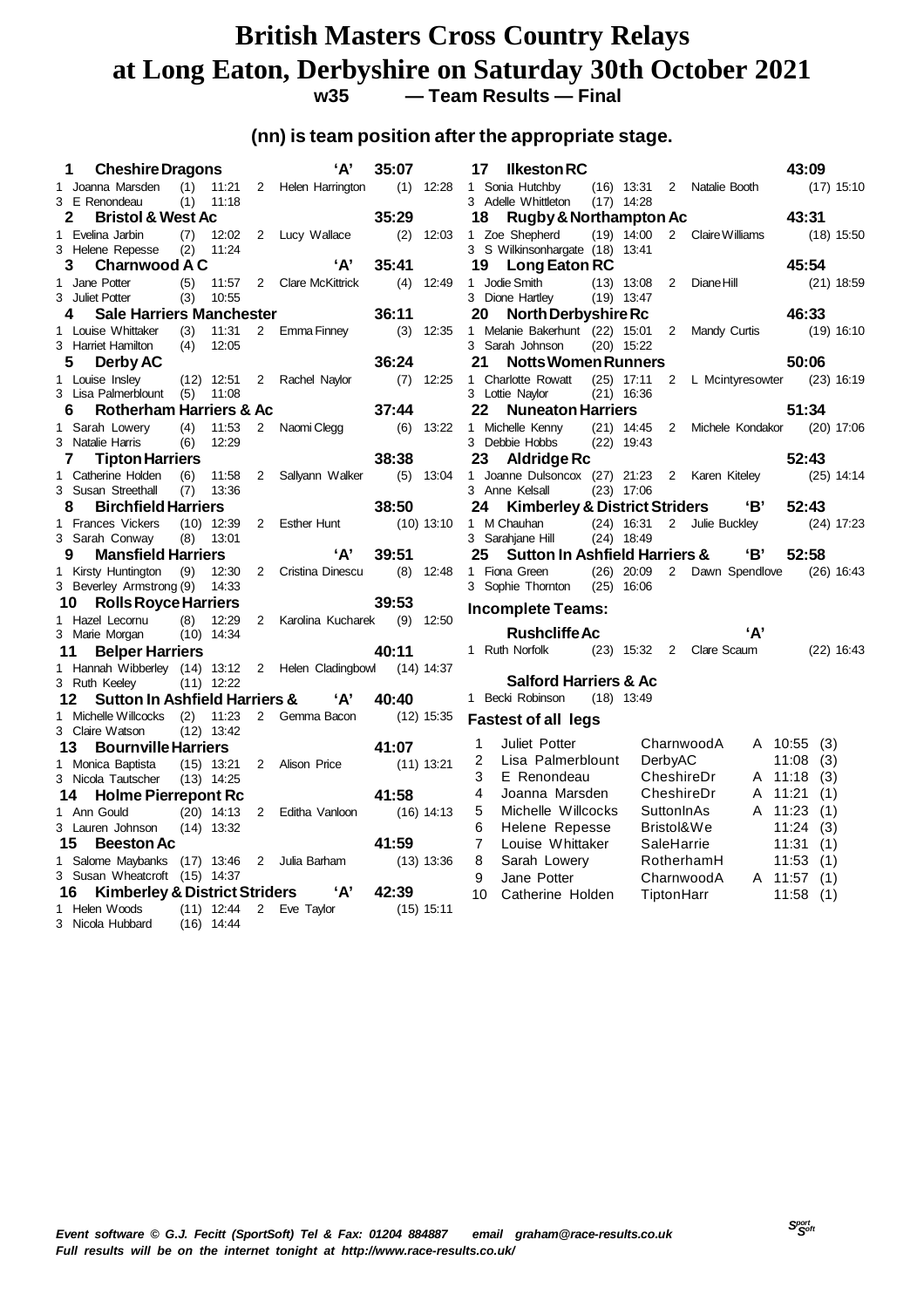# British Masters Cross Country Relays at Long Eaton, Derbyshire on Saturday 30th October 2021

**w35 — Team Results — Final**

**(nn) is team position after the appropriate stage.**

**1 Cheshire Dragons 'A' 35:07**
1 Joanna Marsden (1) 11:21 2 Helen Harrington (1) 12:28
3 E Renondeau (1) 11:18

**2 Bristol & West Ac 35:29**
1 Evelina Jarbin (7) 12:02 2 Lucy Wallace (2) 12:03
3 Helene Repesse (2) 11:24

**3 Charnwood A C 'A' 35:41**
1 Jane Potter (5) 11:57 2 Clare McKittrick (4) 12:49
3 Juliet Potter (3) 10:55

**4 Sale Harriers Manchester 36:11**
1 Louise Whittaker (3) 11:31 2 Emma Finney (3) 12:35
3 Harriet Hamilton (4) 12:05

**5 Derby AC 36:24**
1 Louise Insley (12) 12:51 2 Rachel Naylor (7) 12:25
3 Lisa Palmerblount (5) 11:08

**6 Rotherham Harriers & Ac 37:44**
1 Sarah Lowery (4) 11:53 2 Naomi Clegg (6) 13:22
3 Natalie Harris (6) 12:29

**7 Tipton Harriers 38:38**
1 Catherine Holden (6) 11:58 2 Sallyann Walker (5) 13:04
3 Susan Streethall (7) 13:36

**8 Birchfield Harriers 38:50**
1 Frances Vickers (10) 12:39 2 Esther Hunt (10) 13:10
3 Sarah Conway (8) 13:01

**9 Mansfield Harriers 'A' 39:51**
1 Kirsty Huntington (9) 12:30 2 Cristina Dinescu (8) 12:48
3 Beverley Armstrong (9) 14:33

**10 Rolls Royce Harriers 39:53**
1 Hazel Lecornu (8) 12:29 2 Karolina Kucharek (9) 12:50
3 Marie Morgan (10) 14:34

**11 Belper Harriers 40:11**
1 Hannah Wibberley (14) 13:12 2 Helen Cladingbowl (14) 14:37
3 Ruth Keeley (11) 12:22

**12 Sutton In Ashfield Harriers & 'A' 40:40**
1 Michelle Willcocks (2) 11:23 2 Gemma Bacon (12) 15:35
3 Claire Watson (12) 13:42

**13 Bournville Harriers 41:07**
1 Monica Baptista (15) 13:21 2 Alison Price (11) 13:21
3 Nicola Tautscher (13) 14:25

**14 Holme Pierrepont Rc 41:58**
1 Ann Gould (20) 14:13 2 Editha Vanloon (16) 14:13
3 Lauren Johnson (14) 13:32

**15 Beeston Ac 41:59**
1 Salome Maybanks (17) 13:46 2 Julia Barham (13) 13:36
3 Susan Wheatcroft (15) 14:37

**16 Kimberley & District Striders 'A' 42:39**
1 Helen Woods (11) 12:44 2 Eve Taylor (15) 15:11
3 Nicola Hubbard (16) 14:44

**17 Ilkeston RC 43:09**
1 Sonia Hutchby (16) 13:31 2 Natalie Booth (17) 15:10
3 Adelle Whittleton (17) 14:28

**18 Rugby & Northampton Ac 43:31**
1 Zoe Shepherd (19) 14:00 2 Claire Williams (18) 15:50
3 S Wilkinsonhargate (18) 13:41

**19 Long Eaton RC 45:54**
1 Jodie Smith (13) 13:08 2 Diane Hill (21) 18:59
3 Dione Hartley (19) 13:47

**20 North Derbyshire Rc 46:33**
1 Melanie Bakerhunt (22) 15:01 2 Mandy Curtis (19) 16:10
3 Sarah Johnson (20) 15:22

**21 Notts Women Runners 50:06**
1 Charlotte Rowatt (25) 17:11 2 L Mcintyresowter (23) 16:19
3 Lottie Naylor (21) 16:36

**22 Nuneaton Harriers 51:34**
1 Michelle Kenny (21) 14:45 2 Michele Kondakor (20) 17:06
3 Debbie Hobbs (22) 19:43

**23 Aldridge Rc 52:43**
1 Joanne Dulsoncox (27) 21:23 2 Karen Kiteley (25) 14:14
3 Anne Kelsall (23) 17:06

**24 Kimberley & District Striders 'B' 52:43**
1 M Chauhan (24) 16:31 2 Julie Buckley (24) 17:23
3 Sarahjane Hill (24) 18:49

**25 Sutton In Ashfield Harriers & 'B' 52:58**
1 Fiona Green (26) 20:09 2 Dawn Spendlove (26) 16:43
3 Sophie Thornton (25) 16:06

## Incomplete Teams:

**Rushcliffe Ac 'A'**
1 Ruth Norfolk (23) 15:32 2 Clare Scaum (22) 16:43

**Salford Harriers & Ac**
1 Becki Robinson (18) 13:49

## Fastest of all legs

| | Name | Club | Team | Time | Leg |
|---|---|---|---|---|---|
| 1 | Juliet Potter | CharnwoodA | A | 10:55 | (3) |
| 2 | Lisa Palmerblount | DerbyAC | | 11:08 | (3) |
| 3 | E Renondeau | CheshireDr | A | 11:18 | (3) |
| 4 | Joanna Marsden | CheshireDr | A | 11:21 | (1) |
| 5 | Michelle Willcocks | SuttonInAs | A | 11:23 | (1) |
| 6 | Helene Repesse | Bristol&We | | 11:24 | (3) |
| 7 | Louise Whittaker | SaleHarrie | | 11:31 | (1) |
| 8 | Sarah Lowery | RotherhamH | | 11:53 | (1) |
| 9 | Jane Potter | CharnwoodA | A | 11:57 | (1) |
| 10 | Catherine Holden | TiptonHarr | | 11:58 | (1) |

*Event software © G.J. Fecitt (SportSoft) Tel & Fax: 01204 884887 email graham@race-results.co.uk*
*Full results will be on the internet tonight at http://www.race-results.co.uk/*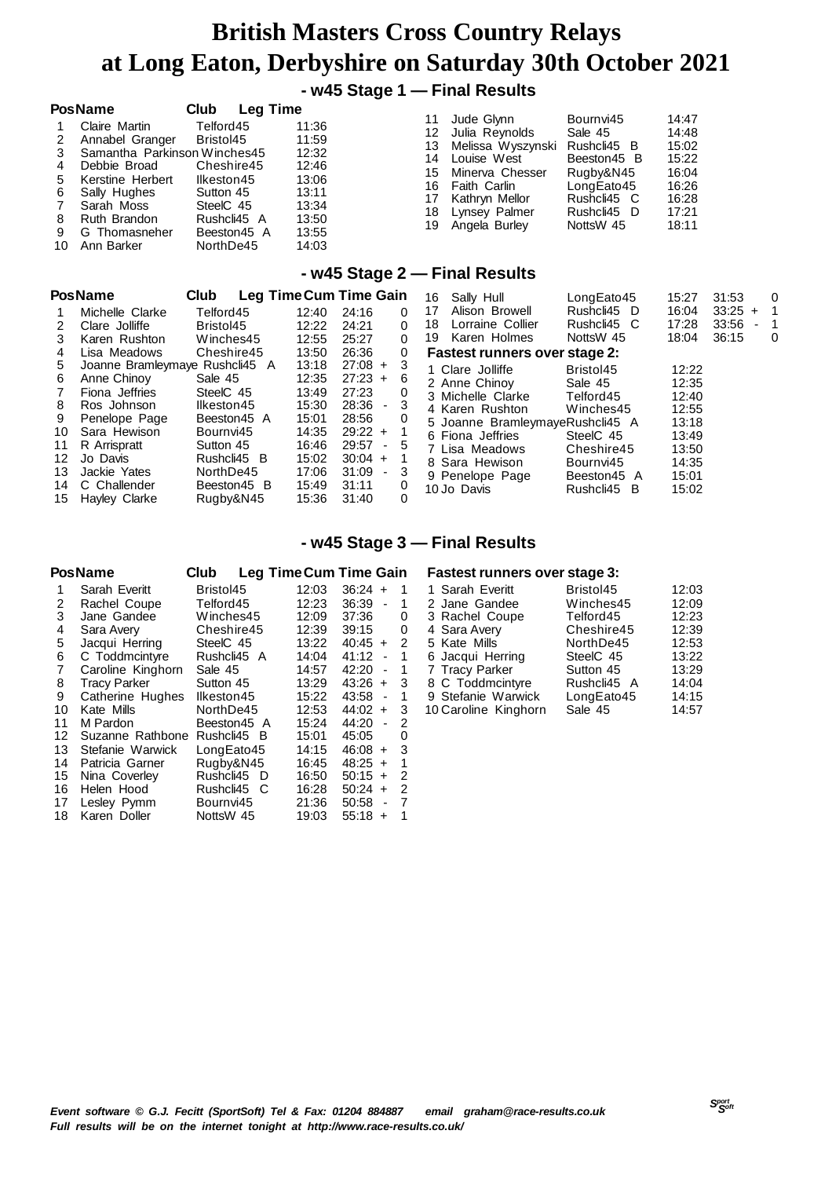# British Masters Cross Country Relays at Long Eaton, Derbyshire on Saturday 30th October 2021

## - w45 Stage 1 — Final Results

| Pos | Name | Club | Leg Time |
|---|---|---|---|
| 1 | Claire Martin | Telford45 | 11:36 |
| 2 | Annabel Granger | Bristol45 | 11:59 |
| 3 | Samantha Parkinson | Winches45 | 12:32 |
| 4 | Debbie Broad | Cheshire45 | 12:46 |
| 5 | Kerstine Herbert | Ilkeston45 | 13:06 |
| 6 | Sally Hughes | Sutton 45 | 13:11 |
| 7 | Sarah Moss | SteelC 45 | 13:34 |
| 8 | Ruth Brandon | Rushcli45 A | 13:50 |
| 9 | G Thomasneher | Beeston45 A | 13:55 |
| 10 | Ann Barker | NorthDe45 | 14:03 |
| 11 | Jude Glynn | Bournvi45 | 14:47 |
| 12 | Julia Reynolds | Sale 45 | 14:48 |
| 13 | Melissa Wyszynski | Rushcli45 B | 15:02 |
| 14 | Louise West | Beeston45 B | 15:22 |
| 15 | Minerva Chesser | Rugby&N45 | 16:04 |
| 16 | Faith Carlin | LongEato45 | 16:26 |
| 17 | Kathryn Mellor | Rushcli45 C | 16:28 |
| 18 | Lynsey Palmer | Rushcli45 D | 17:21 |
| 19 | Angela Burley | NottsW 45 | 18:11 |

## - w45 Stage 2 — Final Results

| Pos | Name | Club | Leg Time | Cum Time | Gain |
|---|---|---|---|---|---|
| 1 | Michelle Clarke | Telford45 | 12:40 | 24:16 | 0 |
| 2 | Clare Jolliffe | Bristol45 | 12:22 | 24:21 | 0 |
| 3 | Karen Rushton | Winches45 | 12:55 | 25:27 | 0 |
| 4 | Lisa Meadows | Cheshire45 | 13:50 | 26:36 | 0 |
| 5 | Joanne Bramleymaye | Rushcli45 A | 13:18 | 27:08 | + 3 |
| 6 | Anne Chinoy | Sale 45 | 12:35 | 27:23 | + 6 |
| 7 | Fiona Jeffries | SteelC 45 | 13:49 | 27:23 | 0 |
| 8 | Ros Johnson | Ilkeston45 | 15:30 | 28:36 | - 3 |
| 9 | Penelope Page | Beeston45 A | 15:01 | 28:56 | 0 |
| 10 | Sara Hewison | Bournvi45 | 14:35 | 29:22 | + 1 |
| 11 | R Arrispratt | Sutton 45 | 16:46 | 29:57 | - 5 |
| 12 | Jo Davis | Rushcli45 B | 15:02 | 30:04 | + 1 |
| 13 | Jackie Yates | NorthDe45 | 17:06 | 31:09 | - 3 |
| 14 | C Challender | Beeston45 B | 15:49 | 31:11 | 0 |
| 15 | Hayley Clarke | Rugby&N45 | 15:36 | 31:40 | 0 |
| 16 | Sally Hull | LongEato45 | 15:27 | 31:53 | 0 |
| 17 | Alison Browell | Rushcli45 D | 16:04 | 33:25 | + 1 |
| 18 | Lorraine Collier | Rushcli45 C | 17:28 | 33:56 | - 1 |
| 19 | Karen Holmes | NottsW 45 | 18:04 | 36:15 | 0 |

**Fastest runners over stage 2:**

| | Name | Club | Time |
|---|---|---|---|
| 1 | Clare Jolliffe | Bristol45 | 12:22 |
| 2 | Anne Chinoy | Sale 45 | 12:35 |
| 3 | Michelle Clarke | Telford45 | 12:40 |
| 4 | Karen Rushton | Winches45 | 12:55 |
| 5 | Joanne Bramleymaye | Rushcli45 A | 13:18 |
| 6 | Fiona Jeffries | SteelC 45 | 13:49 |
| 7 | Lisa Meadows | Cheshire45 | 13:50 |
| 8 | Sara Hewison | Bournvi45 | 14:35 |
| 9 | Penelope Page | Beeston45 A | 15:01 |
| 10 | Jo Davis | Rushcli45 B | 15:02 |

## - w45 Stage 3 — Final Results

| Pos | Name | Club | Leg Time | Cum Time | Gain |
|---|---|---|---|---|---|
| 1 | Sarah Everitt | Bristol45 | 12:03 | 36:24 | + 1 |
| 2 | Rachel Coupe | Telford45 | 12:23 | 36:39 | - 1 |
| 3 | Jane Gandee | Winches45 | 12:09 | 37:36 | 0 |
| 4 | Sara Avery | Cheshire45 | 12:39 | 39:15 | 0 |
| 5 | Jacqui Herring | SteelC 45 | 13:22 | 40:45 | + 2 |
| 6 | C Toddmcintyre | Rushcli45 A | 14:04 | 41:12 | - 1 |
| 7 | Caroline Kinghorn | Sale 45 | 14:57 | 42:20 | - 1 |
| 8 | Tracy Parker | Sutton 45 | 13:29 | 43:26 | + 3 |
| 9 | Catherine Hughes | Ilkeston45 | 15:22 | 43:58 | - 1 |
| 10 | Kate Mills | NorthDe45 | 12:53 | 44:02 | + 3 |
| 11 | M Pardon | Beeston45 A | 15:24 | 44:20 | - 2 |
| 12 | Suzanne Rathbone | Rushcli45 B | 15:01 | 45:05 | 0 |
| 13 | Stefanie Warwick | LongEato45 | 14:15 | 46:08 | + 3 |
| 14 | Patricia Garner | Rugby&N45 | 16:45 | 48:25 | + 1 |
| 15 | Nina Coverley | Rushcli45 D | 16:50 | 50:15 | + 2 |
| 16 | Helen Hood | Rushcli45 C | 16:28 | 50:24 | + 2 |
| 17 | Lesley Pymm | Bournvi45 | 21:36 | 50:58 | - 7 |
| 18 | Karen Doller | NottsW 45 | 19:03 | 55:18 | + 1 |

**Fastest runners over stage 3:**

| | Name | Club | Time |
|---|---|---|---|
| 1 | Sarah Everitt | Bristol45 | 12:03 |
| 2 | Jane Gandee | Winches45 | 12:09 |
| 3 | Rachel Coupe | Telford45 | 12:23 |
| 4 | Sara Avery | Cheshire45 | 12:39 |
| 5 | Kate Mills | NorthDe45 | 12:53 |
| 6 | Jacqui Herring | SteelC 45 | 13:22 |
| 7 | Tracy Parker | Sutton 45 | 13:29 |
| 8 | C Toddmcintyre | Rushcli45 A | 14:04 |
| 9 | Stefanie Warwick | LongEato45 | 14:15 |
| 10 | Caroline Kinghorn | Sale 45 | 14:57 |

*Event software © G.J. Fecitt (SportSoft) Tel & Fax: 01204 884887 email graham@race-results.co.uk*
*Full results will be on the internet tonight at http://www.race-results.co.uk/*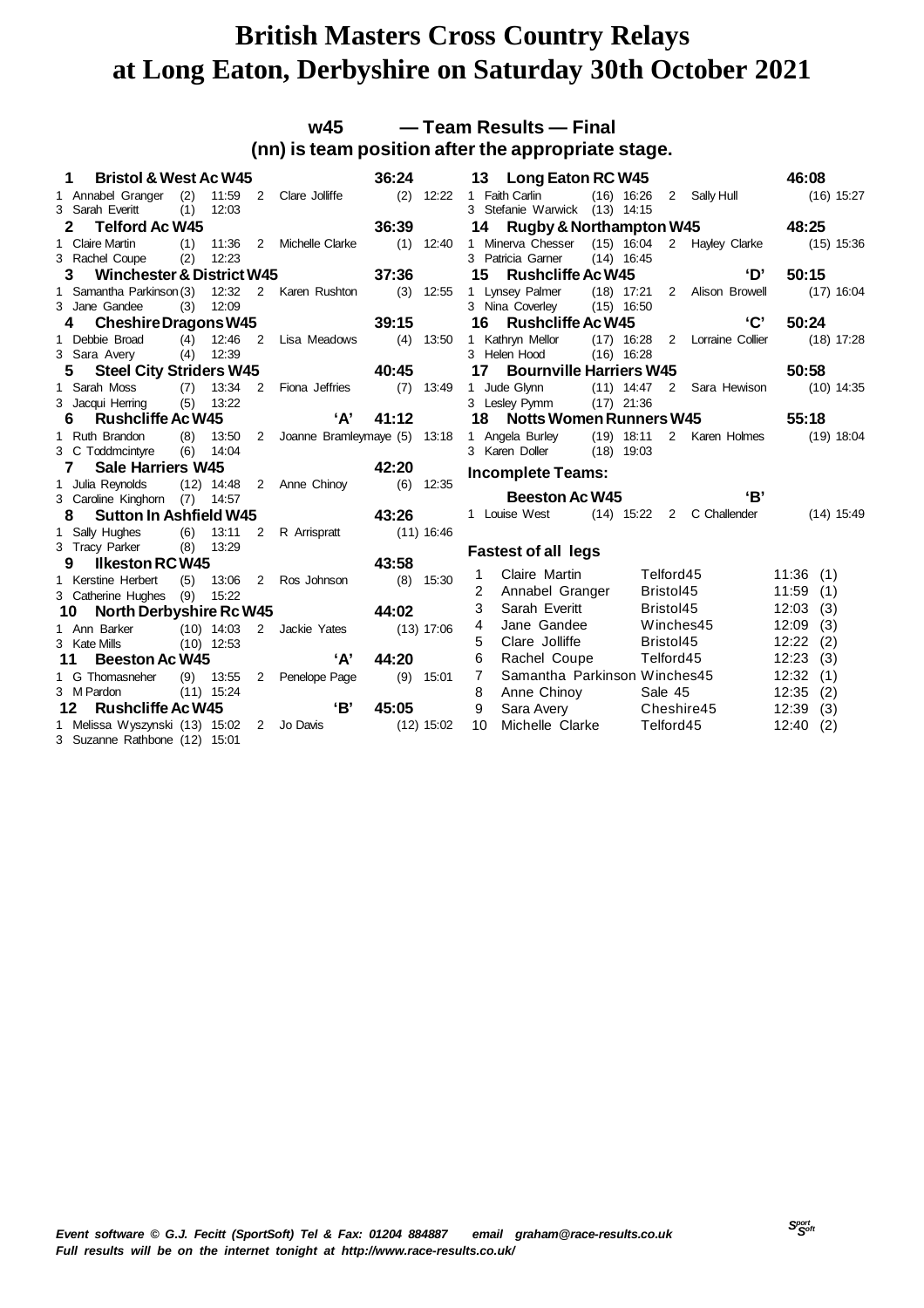# British Masters Cross Country Relays at Long Eaton, Derbyshire on Saturday 30th October 2021

## w45 — Team Results — Final

### (nn) is team position after the appropriate stage.

**1 Bristol & West Ac W45** — 36:24
1 Annabel Granger (2) 11:59 2 Clare Jolliffe (2) 12:22
3 Sarah Everitt (1) 12:03

**2 Telford Ac W45** — 36:39
1 Claire Martin (1) 11:36 2 Michelle Clarke (1) 12:40
3 Rachel Coupe (2) 12:23

**3 Winchester & District W45** — 37:36
1 Samantha Parkinson (3) 12:32 2 Karen Rushton (3) 12:55
3 Jane Gandee (3) 12:09

**4 Cheshire Dragons W45** — 39:15
1 Debbie Broad (4) 12:46 2 Lisa Meadows (4) 13:50
3 Sara Avery (4) 12:39

**5 Steel City Striders W45** — 40:45
1 Sarah Moss (7) 13:34 2 Fiona Jeffries (7) 13:49
3 Jacqui Herring (5) 13:22

**6 Rushcliffe Ac W45 'A'** — 41:12
1 Ruth Brandon (8) 13:50 2 Joanne Bramleymaye (5) 13:18
3 C Toddmcintyre (6) 14:04

**7 Sale Harriers W45** — 42:20
1 Julia Reynolds (12) 14:48 2 Anne Chinoy (6) 12:35
3 Caroline Kinghorn (7) 14:57

**8 Sutton In Ashfield W45** — 43:26
1 Sally Hughes (6) 13:11 2 R Arrispratt (11) 16:46
3 Tracy Parker (8) 13:29

**9 Ilkeston RC W45** — 43:58
1 Kerstine Herbert (5) 13:06 2 Ros Johnson (8) 15:30
3 Catherine Hughes (9) 15:22

**10 North Derbyshire Rc W45** — 44:02
1 Ann Barker (10) 14:03 2 Jackie Yates (13) 17:06
3 Kate Mills (10) 12:53

**11 Beeston Ac W45 'A'** — 44:20
1 G Thomasneher (9) 13:55 2 Penelope Page (9) 15:01
3 M Pardon (11) 15:24

**12 Rushcliffe Ac W45 'B'** — 45:05
1 Melissa Wyszynski (13) 15:02 2 Jo Davis (12) 15:02
3 Suzanne Rathbone (12) 15:01

**13 Long Eaton RC W45** — 46:08
1 Faith Carlin (16) 16:26 2 Sally Hull (16) 15:27
3 Stefanie Warwick (13) 14:15

**14 Rugby & Northampton W45** — 48:25
1 Minerva Chesser (15) 16:04 2 Hayley Clarke (15) 15:36
3 Patricia Garner (14) 16:45

**15 Rushcliffe Ac W45 'D'** — 50:15
1 Lynsey Palmer (18) 17:21 2 Alison Browell (17) 16:04
3 Nina Coverley (15) 16:50

**16 Rushcliffe Ac W45 'C'** — 50:24
1 Kathryn Mellor (17) 16:28 2 Lorraine Collier (18) 17:28
3 Helen Hood (16) 16:28

**17 Bournville Harriers W45** — 50:58
1 Jude Glynn (11) 14:47 2 Sara Hewison (10) 14:35
3 Lesley Pymm (17) 21:36

**18 Notts Women Runners W45** — 55:18
1 Angela Burley (19) 18:11 2 Karen Holmes (19) 18:04
3 Karen Doller (18) 19:03

### Incomplete Teams:

**Beeston Ac W45 'B'**
1 Louise West (14) 15:22 2 C Challender (14) 15:49

### Fastest of all legs

| | Name | Team | Time | Leg |
|---|---|---|---|---|
| 1 | Claire Martin | Telford45 | 11:36 | (1) |
| 2 | Annabel Granger | Bristol45 | 11:59 | (1) |
| 3 | Sarah Everitt | Bristol45 | 12:03 | (3) |
| 4 | Jane Gandee | Winches45 | 12:09 | (3) |
| 5 | Clare Jolliffe | Bristol45 | 12:22 | (2) |
| 6 | Rachel Coupe | Telford45 | 12:23 | (3) |
| 7 | Samantha Parkinson | Winches45 | 12:32 | (1) |
| 8 | Anne Chinoy | Sale 45 | 12:35 | (2) |
| 9 | Sara Avery | Cheshire45 | 12:39 | (3) |
| 10 | Michelle Clarke | Telford45 | 12:40 | (2) |

*Event software © G.J. Fecitt (SportSoft) Tel & Fax: 01204 884887 email graham@race-results.co.uk*
*Full results will be on the internet tonight at http://www.race-results.co.uk/*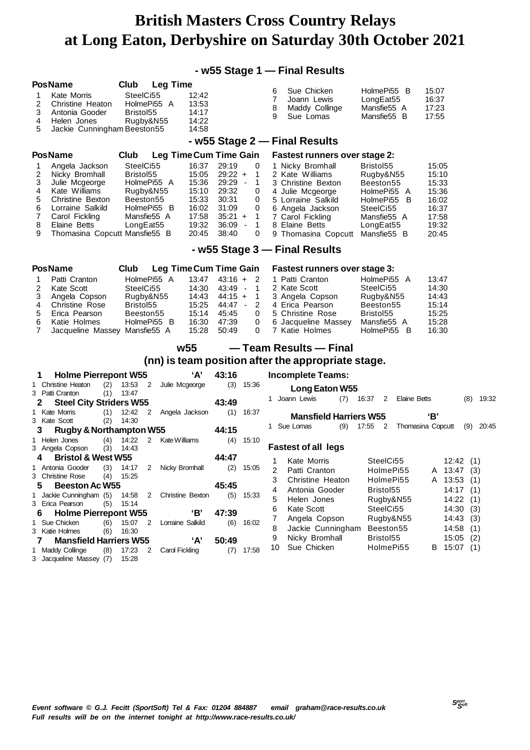# British Masters Cross Country Relays at Long Eaton, Derbyshire on Saturday 30th October 2021

## - w55 Stage 1 — Final Results

| Pos | Name | Club | Leg Time |
|---|---|---|---|
| 1 | Kate Morris | SteelCi55 | 12:42 |
| 2 | Christine Heaton | HolmePi55 A | 13:53 |
| 3 | Antonia Gooder | Bristol55 | 14:17 |
| 4 | Helen Jones | Rugby&N55 | 14:22 |
| 5 | Jackie Cunningham | Beeston55 | 14:58 |
| 6 | Sue Chicken | HolmePi55 B | 15:07 |
| 7 | Joann Lewis | LongEat55 | 16:37 |
| 8 | Maddy Collinge | Mansfie55 A | 17:23 |
| 9 | Sue Lomas | Mansfie55 B | 17:55 |

## - w55 Stage 2 — Final Results

| Pos | Name | Club | Leg Time | Cum Time | Gain |
|---|---|---|---|---|---|
| 1 | Angela Jackson | SteelCi55 | 16:37 | 29:19 | 0 |
| 2 | Nicky Bromhall | Bristol55 | 15:05 | 29:22 + | 1 |
| 3 | Julie Mcgeorge | HolmePi55 A | 15:36 | 29:29 - | 1 |
| 4 | Kate Williams | Rugby&N55 | 15:10 | 29:32 | 0 |
| 5 | Christine Bexton | Beeston55 | 15:33 | 30:31 | 0 |
| 6 | Lorraine Salkild | HolmePi55 B | 16:02 | 31:09 | 0 |
| 7 | Carol Fickling | Mansfie55 A | 17:58 | 35:21 + | 1 |
| 8 | Elaine Betts | LongEat55 | 19:32 | 36:09 - | 1 |
| 9 | Thomasina Copcutt | Mansfie55 B | 20:45 | 38:40 | 0 |

**Fastest runners over stage 2:**

| | Name | Club | Time |
|---|---|---|---|
| 1 | Nicky Bromhall | Bristol55 | 15:05 |
| 2 | Kate Williams | Rugby&N55 | 15:10 |
| 3 | Christine Bexton | Beeston55 | 15:33 |
| 4 | Julie Mcgeorge | HolmePi55 A | 15:36 |
| 5 | Lorraine Salkild | HolmePi55 B | 16:02 |
| 6 | Angela Jackson | SteelCi55 | 16:37 |
| 7 | Carol Fickling | Mansfie55 A | 17:58 |
| 8 | Elaine Betts | LongEat55 | 19:32 |
| 9 | Thomasina Copcutt | Mansfie55 B | 20:45 |

## - w55 Stage 3 — Final Results

| Pos | Name | Club | Leg Time | Cum Time | Gain |
|---|---|---|---|---|---|
| 1 | Patti Cranton | HolmePi55 A | 13:47 | 43:16 + | 2 |
| 2 | Kate Scott | SteelCi55 | 14:30 | 43:49 - | 1 |
| 3 | Angela Copson | Rugby&N55 | 14:43 | 44:15 + | 1 |
| 4 | Christine Rose | Bristol55 | 15:25 | 44:47 - | 2 |
| 5 | Erica Pearson | Beeston55 | 15:14 | 45:45 | 0 |
| 6 | Katie Holmes | HolmePi55 B | 16:30 | 47:39 | 0 |
| 7 | Jacqueline Massey | Mansfie55 A | 15:28 | 50:49 | 0 |

**Fastest runners over stage 3:**

| | Name | Club | Time |
|---|---|---|---|
| 1 | Patti Cranton | HolmePi55 A | 13:47 |
| 2 | Kate Scott | SteelCi55 | 14:30 |
| 3 | Angela Copson | Rugby&N55 | 14:43 |
| 4 | Erica Pearson | Beeston55 | 15:14 |
| 5 | Christine Rose | Bristol55 | 15:25 |
| 6 | Jacqueline Massey | Mansfie55 A | 15:28 |
| 7 | Katie Holmes | HolmePi55 B | 16:30 |

## w55 — Team Results — Final

**(nn) is team position after the appropriate stage.**

**1 Holme Pierrepont W55 'A' 43:16**
1 Christine Heaton (2) 13:53 2 Julie Mcgeorge (3) 15:36
3 Patti Cranton (1) 13:47

**2 Steel City Striders W55 43:49**
1 Kate Morris (1) 12:42 2 Angela Jackson (1) 16:37
3 Kate Scott (2) 14:30

**3 Rugby & Northampton W55 44:15**
1 Helen Jones (4) 14:22 2 Kate Williams (4) 15:10
3 Angela Copson (3) 14:43

**4 Bristol & West W55 44:47**
1 Antonia Gooder (3) 14:17 2 Nicky Bromhall (2) 15:05
3 Christine Rose (4) 15:25

**5 Beeston Ac W55 45:45**
1 Jackie Cunningham (5) 14:58 2 Christine Bexton (5) 15:33
3 Erica Pearson (5) 15:14

**6 Holme Pierrepont W55 'B' 47:39**
1 Sue Chicken (6) 15:07 2 Lorraine Salkild (6) 16:02
3 Katie Holmes (6) 16:30

**7 Mansfield Harriers W55 'A' 50:49**
1 Maddy Collinge (8) 17:23 2 Carol Fickling (7) 17:58
3 Jacqueline Massey (7) 15:28

**Incomplete Teams:**

**Long Eaton W55**
1 Joann Lewis (7) 16:37 2 Elaine Betts (8) 19:32

**Mansfield Harriers W55 'B'**
1 Sue Lomas (9) 17:55 2 Thomasina Copcutt (9) 20:45

**Fastest of all legs**

| | Name | Club | | Time | Leg |
|---|---|---|---|---|---|
| 1 | Kate Morris | SteelCi55 | | 12:42 | (1) |
| 2 | Patti Cranton | HolmePi55 | A | 13:47 | (3) |
| 3 | Christine Heaton | HolmePi55 | A | 13:53 | (1) |
| 4 | Antonia Gooder | Bristol55 | | 14:17 | (1) |
| 5 | Helen Jones | Rugby&N55 | | 14:22 | (1) |
| 6 | Kate Scott | SteelCi55 | | 14:30 | (3) |
| 7 | Angela Copson | Rugby&N55 | | 14:43 | (3) |
| 8 | Jackie Cunningham | Beeston55 | | 14:58 | (1) |
| 9 | Nicky Bromhall | Bristol55 | | 15:05 | (2) |
| 10 | Sue Chicken | HolmePi55 | B | 15:07 | (1) |

*Event software © G.J. Fecitt (SportSoft) Tel & Fax: 01204 884887 email graham@race-results.co.uk*
*Full results will be on the internet tonight at http://www.race-results.co.uk/*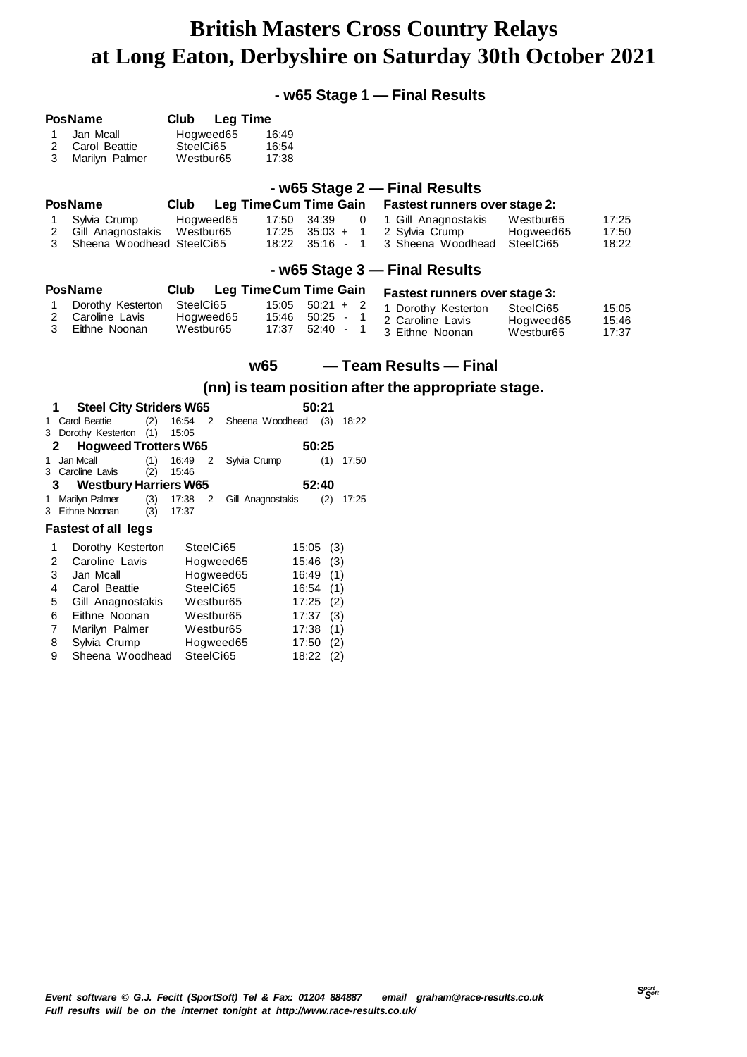# British Masters Cross Country Relays at Long Eaton, Derbyshire on Saturday 30th October 2021

## - w65 Stage 1 — Final Results

| Pos | Name | Club | Leg Time |
|---|---|---|---|
| 1 | Jan Mcall | Hogweed65 | 16:49 |
| 2 | Carol Beattie | SteelCi65 | 16:54 |
| 3 | Marilyn Palmer | Westbur65 | 17:38 |

## - w65 Stage 2 — Final Results

| Pos | Name | Club | Leg Time | Cum Time | Gain |
|---|---|---|---|---|---|
| 1 | Sylvia Crump | Hogweed65 | 17:50 | 34:39 | 0 |
| 2 | Gill Anagnostakis | Westbur65 | 17:25 | 35:03 + | 1 |
| 3 | Sheena Woodhead | SteelCi65 | 18:22 | 35:16 - | 1 |

**Fastest runners over stage 2:**

| | Name | Club | Time |
|---|---|---|---|
| 1 | Gill Anagnostakis | Westbur65 | 17:25 |
| 2 | Sylvia Crump | Hogweed65 | 17:50 |
| 3 | Sheena Woodhead | SteelCi65 | 18:22 |

## - w65 Stage 3 — Final Results

| Pos | Name | Club | Leg Time | Cum Time | Gain |
|---|---|---|---|---|---|
| 1 | Dorothy Kesterton | SteelCi65 | 15:05 | 50:21 + | 2 |
| 2 | Caroline Lavis | Hogweed65 | 15:46 | 50:25 - | 1 |
| 3 | Eithne Noonan | Westbur65 | 17:37 | 52:40 - | 1 |

**Fastest runners over stage 3:**

| | Name | Club | Time |
|---|---|---|---|
| 1 | Dorothy Kesterton | SteelCi65 | 15:05 |
| 2 | Caroline Lavis | Hogweed65 | 15:46 |
| 3 | Eithne Noonan | Westbur65 | 17:37 |

## w65 — Team Results — Final

### (nn) is team position after the appropriate stage.

**1 Steel City Striders W65 — 50:21**
1 Carol Beattie (2) 16:54 2 Sheena Woodhead (3) 18:22
3 Dorothy Kesterton (1) 15:05

**2 Hogweed Trotters W65 — 50:25**
1 Jan Mcall (1) 16:49 2 Sylvia Crump (1) 17:50
3 Caroline Lavis (2) 15:46

**3 Westbury Harriers W65 — 52:40**
1 Marilyn Palmer (3) 17:38 2 Gill Anagnostakis (2) 17:25
3 Eithne Noonan (3) 17:37

### Fastest of all legs

| | Name | Club | Time | Leg |
|---|---|---|---|---|
| 1 | Dorothy Kesterton | SteelCi65 | 15:05 | (3) |
| 2 | Caroline Lavis | Hogweed65 | 15:46 | (3) |
| 3 | Jan Mcall | Hogweed65 | 16:49 | (1) |
| 4 | Carol Beattie | SteelCi65 | 16:54 | (1) |
| 5 | Gill Anagnostakis | Westbur65 | 17:25 | (2) |
| 6 | Eithne Noonan | Westbur65 | 17:37 | (3) |
| 7 | Marilyn Palmer | Westbur65 | 17:38 | (1) |
| 8 | Sylvia Crump | Hogweed65 | 17:50 | (2) |
| 9 | Sheena Woodhead | SteelCi65 | 18:22 | (2) |

*Event software © G.J. Fecitt (SportSoft) Tel & Fax: 01204 884887 email graham@race-results.co.uk*
*Full results will be on the internet tonight at http://www.race-results.co.uk/*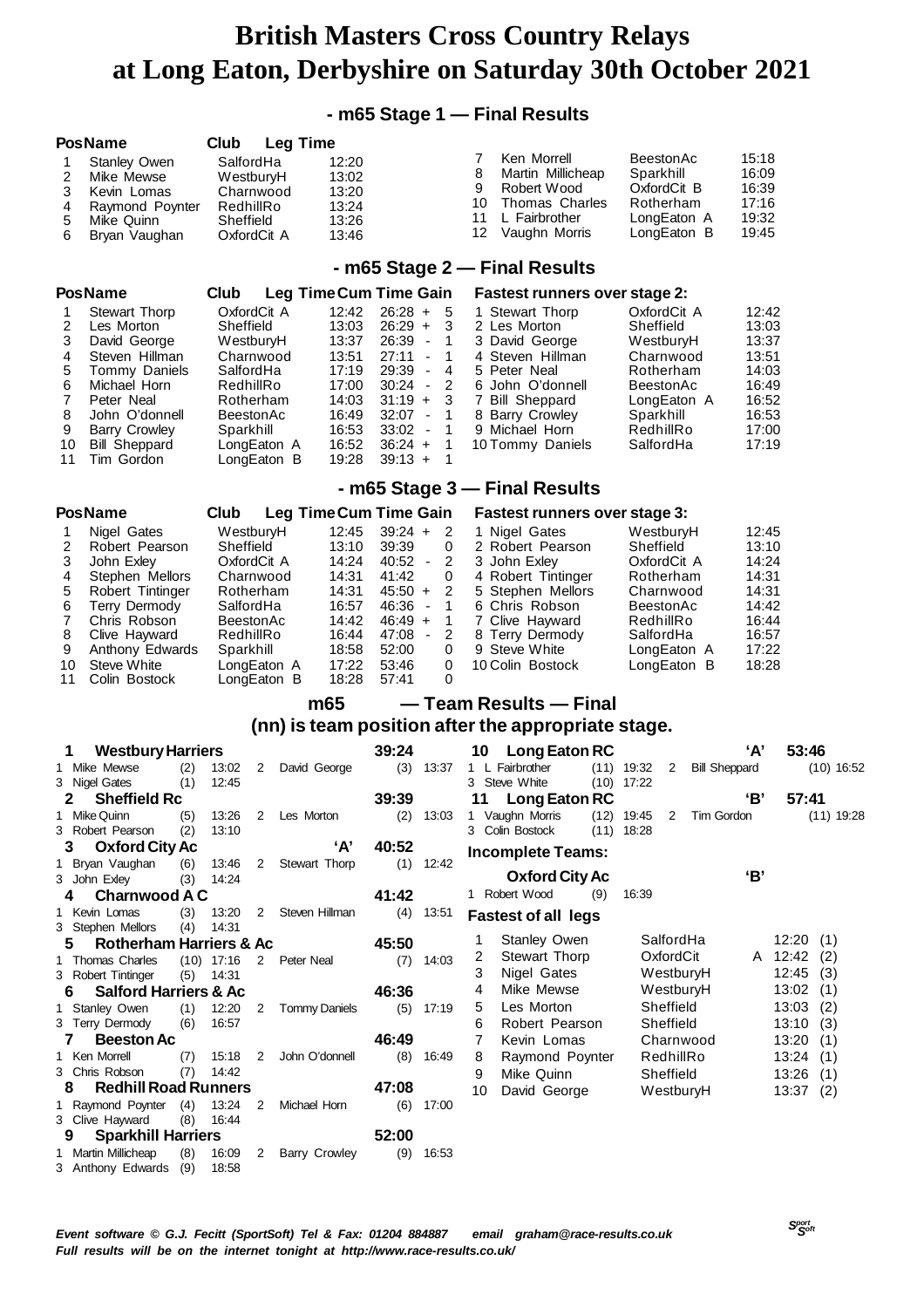# British Masters Cross Country Relays at Long Eaton, Derbyshire on Saturday 30th October 2021

## - m65 Stage 1 — Final Results

| Pos | Name | Club | Leg Time |
|---|---|---|---|
| 1 | Stanley Owen | SalfordHa | 12:20 |
| 2 | Mike Mewse | WestburyH | 13:02 |
| 3 | Kevin Lomas | Charnwood | 13:20 |
| 4 | Raymond Poynter | RedhillRo | 13:24 |
| 5 | Mike Quinn | Sheffield | 13:26 |
| 6 | Bryan Vaughan | OxfordCit A | 13:46 |
| 7 | Ken Morrell | BeestonAc | 15:18 |
| 8 | Martin Millicheap | Sparkhill | 16:09 |
| 9 | Robert Wood | OxfordCit B | 16:39 |
| 10 | Thomas Charles | Rotherham | 17:16 |
| 11 | L Fairbrother | LongEaton A | 19:32 |
| 12 | Vaughn Morris | LongEaton B | 19:45 |

## - m65 Stage 2 — Final Results

| Pos | Name | Club | Leg Time | Cum Time | Gain |
|---|---|---|---|---|---|
| 1 | Stewart Thorp | OxfordCit A | 12:42 | 26:28 | + 5 |
| 2 | Les Morton | Sheffield | 13:03 | 26:29 | + 3 |
| 3 | David George | WestburyH | 13:37 | 26:39 | - 1 |
| 4 | Steven Hillman | Charnwood | 13:51 | 27:11 | - 1 |
| 5 | Tommy Daniels | SalfordHa | 17:19 | 29:39 | - 4 |
| 6 | Michael Horn | RedhillRo | 17:00 | 30:24 | - 2 |
| 7 | Peter Neal | Rotherham | 14:03 | 31:19 | + 3 |
| 8 | John O'donnell | BeestonAc | 16:49 | 32:07 | - 1 |
| 9 | Barry Crowley | Sparkhill | 16:53 | 33:02 | - 1 |
| 10 | Bill Sheppard | LongEaton A | 16:52 | 36:24 | + 1 |
| 11 | Tim Gordon | LongEaton B | 19:28 | 39:13 | + 1 |

**Fastest runners over stage 2:**

| | Name | Club | Time |
|---|---|---|---|
| 1 | Stewart Thorp | OxfordCit A | 12:42 |
| 2 | Les Morton | Sheffield | 13:03 |
| 3 | David George | WestburyH | 13:37 |
| 4 | Steven Hillman | Charnwood | 13:51 |
| 5 | Peter Neal | Rotherham | 14:03 |
| 6 | John O'donnell | BeestonAc | 16:49 |
| 7 | Bill Sheppard | LongEaton A | 16:52 |
| 8 | Barry Crowley | Sparkhill | 16:53 |
| 9 | Michael Horn | RedhillRo | 17:00 |
| 10 | Tommy Daniels | SalfordHa | 17:19 |

## - m65 Stage 3 — Final Results

| Pos | Name | Club | Leg Time | Cum Time | Gain |
|---|---|---|---|---|---|
| 1 | Nigel Gates | WestburyH | 12:45 | 39:24 | + 2 |
| 2 | Robert Pearson | Sheffield | 13:10 | 39:39 | 0 |
| 3 | John Exley | OxfordCit A | 14:24 | 40:52 | - 2 |
| 4 | Stephen Mellors | Charnwood | 14:31 | 41:42 | 0 |
| 5 | Robert Tintinger | Rotherham | 14:31 | 45:50 | + 2 |
| 6 | Terry Dermody | SalfordHa | 16:57 | 46:36 | - 1 |
| 7 | Chris Robson | BeestonAc | 14:42 | 46:49 | + 1 |
| 8 | Clive Hayward | RedhillRo | 16:44 | 47:08 | - 2 |
| 9 | Anthony Edwards | Sparkhill | 18:58 | 52:00 | 0 |
| 10 | Steve White | LongEaton A | 17:22 | 53:46 | 0 |
| 11 | Colin Bostock | LongEaton B | 18:28 | 57:41 | 0 |

**Fastest runners over stage 3:**

| | Name | Club | Time |
|---|---|---|---|
| 1 | Nigel Gates | WestburyH | 12:45 |
| 2 | Robert Pearson | Sheffield | 13:10 |
| 3 | John Exley | OxfordCit A | 14:24 |
| 4 | Robert Tintinger | Rotherham | 14:31 |
| 5 | Stephen Mellors | Charnwood | 14:31 |
| 6 | Chris Robson | BeestonAc | 14:42 |
| 7 | Clive Hayward | RedhillRo | 16:44 |
| 8 | Terry Dermody | SalfordHa | 16:57 |
| 9 | Steve White | LongEaton A | 17:22 |
| 10 | Colin Bostock | LongEaton B | 18:28 |

## m65 — Team Results — Final

**(nn) is team position after the appropriate stage.**

**1 Westbury Harriers — 39:24**
1 Mike Mewse (2) 13:02 — 2 David George (3) 13:37
3 Nigel Gates (1) 12:45

**2 Sheffield Rc — 39:39**
1 Mike Quinn (5) 13:26 — 2 Les Morton (2) 13:03
3 Robert Pearson (2) 13:10

**3 Oxford City Ac 'A' — 40:52**
1 Bryan Vaughan (6) 13:46 — 2 Stewart Thorp (1) 12:42
3 John Exley (3) 14:24

**4 Charnwood A C — 41:42**
1 Kevin Lomas (3) 13:20 — 2 Steven Hillman (4) 13:51
3 Stephen Mellors (4) 14:31

**5 Rotherham Harriers & Ac — 45:50**
1 Thomas Charles (10) 17:16 — 2 Peter Neal (7) 14:03
3 Robert Tintinger (5) 14:31

**6 Salford Harriers & Ac — 46:36**
1 Stanley Owen (1) 12:20 — 2 Tommy Daniels (5) 17:19
3 Terry Dermody (6) 16:57

**7 Beeston Ac — 46:49**
1 Ken Morrell (7) 15:18 — 2 John O'donnell (8) 16:49
3 Chris Robson (7) 14:42

**8 Redhill Road Runners — 47:08**
1 Raymond Poynter (4) 13:24 — 2 Michael Horn (6) 17:00
3 Clive Hayward (8) 16:44

**9 Sparkhill Harriers — 52:00**
1 Martin Millicheap (8) 16:09 — 2 Barry Crowley (9) 16:53
3 Anthony Edwards (9) 18:58

**10 Long Eaton RC 'A' — 53:46**
1 L Fairbrother (11) 19:32 — 2 Bill Sheppard (10) 16:52
3 Steve White (10) 17:22

**11 Long Eaton RC 'B' — 57:41**
1 Vaughn Morris (12) 19:45 — 2 Tim Gordon (11) 19:28
3 Colin Bostock (11) 18:28

**Incomplete Teams:**

**Oxford City Ac 'B'**
1 Robert Wood (9) 16:39

**Fastest of all legs**

| | Name | Club | Time | Leg |
|---|---|---|---|---|
| 1 | Stanley Owen | SalfordHa | 12:20 | (1) |
| 2 | Stewart Thorp | OxfordCit A | 12:42 | (2) |
| 3 | Nigel Gates | WestburyH | 12:45 | (3) |
| 4 | Mike Mewse | WestburyH | 13:02 | (1) |
| 5 | Les Morton | Sheffield | 13:03 | (2) |
| 6 | Robert Pearson | Sheffield | 13:10 | (3) |
| 7 | Kevin Lomas | Charnwood | 13:20 | (1) |
| 8 | Raymond Poynter | RedhillRo | 13:24 | (1) |
| 9 | Mike Quinn | Sheffield | 13:26 | (1) |
| 10 | David George | WestburyH | 13:37 | (2) |

*Event software © G.J. Fecitt (SportSoft) Tel & Fax: 01204 884887 email graham@race-results.co.uk*
*Full results will be on the internet tonight at http://www.race-results.co.uk/*